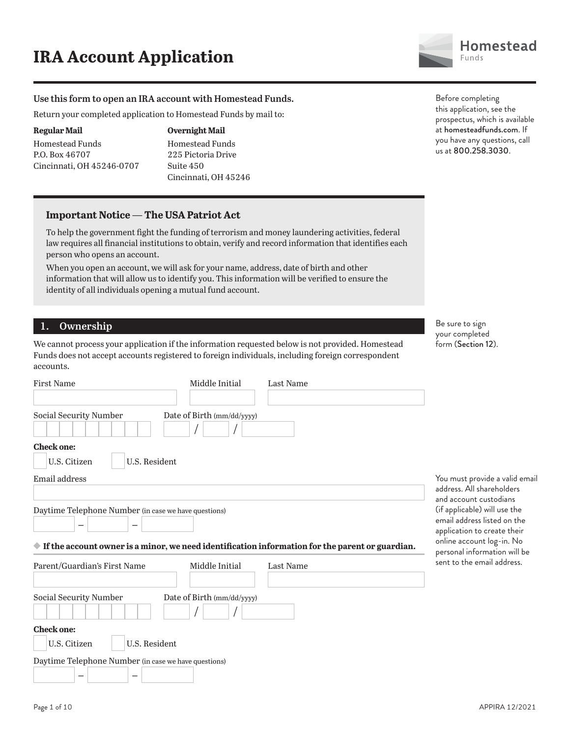# IRA Account Application

Homestead Funds

**Use this form to open an IRA account with Homestead Funds.**

Return your completed application to Homestead Funds by mail to:

**Regular Mail**
Homestead Funds
P.O. Box 46707
Cincinnati, OH 45246-0707

**Overnight Mail**
Homestead Funds
225 Pictoria Drive
Suite 450
Cincinnati, OH 45246

Before completing this application, see the prospectus, which is available at homesteadfunds.com. If you have any questions, call us at 800.258.3030.

### Important Notice — The USA Patriot Act

To help the government fight the funding of terrorism and money laundering activities, federal law requires all financial institutions to obtain, verify and record information that identifies each person who opens an account.

When you open an account, we will ask for your name, address, date of birth and other information that will allow us to identify you. This information will be verified to ensure the identity of all individuals opening a mutual fund account.

## 1. Ownership

Be sure to sign your completed form (Section 12).

We cannot process your application if the information requested below is not provided. Homestead Funds does not accept accounts registered to foreign individuals, including foreign correspondent accounts.

First Name ______ Middle Initial ______ Last Name ______

Social Security Number ______ Date of Birth (mm/dd/yyyy) ____/____/______

**Check one:**

☐ U.S. Citizen ☐ U.S. Resident

Email address ______

You must provide a valid email address. All shareholders and account custodians (if applicable) will use the email address listed on the application to create their online account log-in. No personal information will be sent to the email address.

Daytime Telephone Number (in case we have questions) ______ – ______ – ______

◆ **If the account owner is a minor, we need identification information for the parent or guardian.**

Parent/Guardian's First Name ______ Middle Initial ______ Last Name ______

Social Security Number ______ Date of Birth (mm/dd/yyyy) ____/____/______

**Check one:**

☐ U.S. Citizen ☐ U.S. Resident

Daytime Telephone Number (in case we have questions) ______ – ______ – ______

APPIRA 12/2021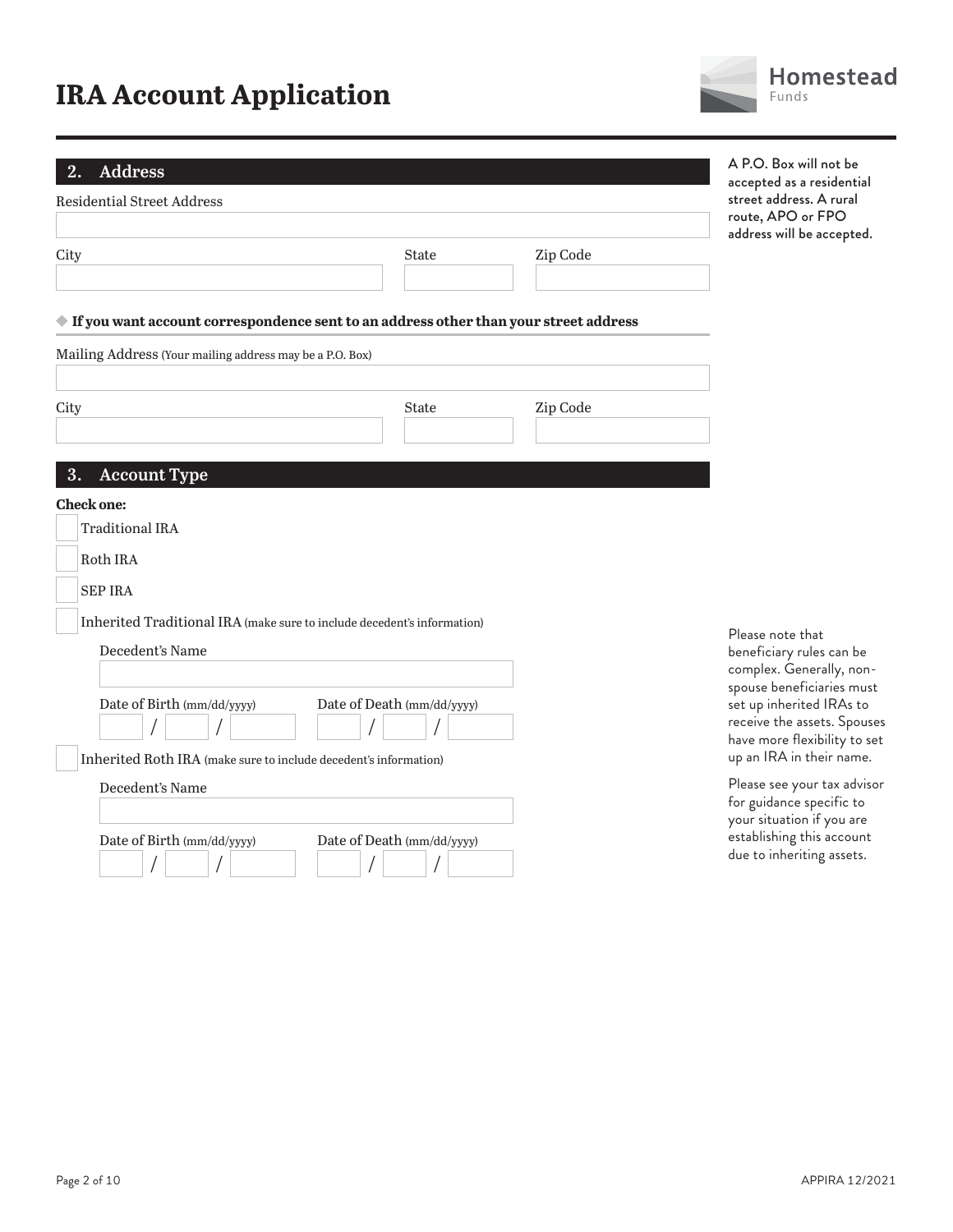# IRA Account Application

Homestead Funds

## 2. Address

A P.O. Box will not be accepted as a residential street address. A rural route, APO or FPO address will be accepted.

Residential Street Address

City | State | Zip Code

◆ **If you want account correspondence sent to an address other than your street address**

Mailing Address (Your mailing address may be a P.O. Box)

City | State | Zip Code

## 3. Account Type

**Check one:**

- ☐ Traditional IRA
- ☐ Roth IRA
- ☐ SEP IRA
- ☐ Inherited Traditional IRA (make sure to include decedent's information)

  Decedent's Name

  Date of Birth (mm/dd/yyyy) \_\_ / \_\_ / \_\_\_\_   Date of Death (mm/dd/yyyy) \_\_ / \_\_ / \_\_\_\_

- ☐ Inherited Roth IRA (make sure to include decedent's information)

  Decedent's Name

  Date of Birth (mm/dd/yyyy) \_\_ / \_\_ / \_\_\_\_   Date of Death (mm/dd/yyyy) \_\_ / \_\_ / \_\_\_\_

Please note that beneficiary rules can be complex. Generally, non-spouse beneficiaries must set up inherited IRAs to receive the assets. Spouses have more flexibility to set up an IRA in their name.

Please see your tax advisor for guidance specific to your situation if you are establishing this account due to inheriting assets.

APPIRA 12/2021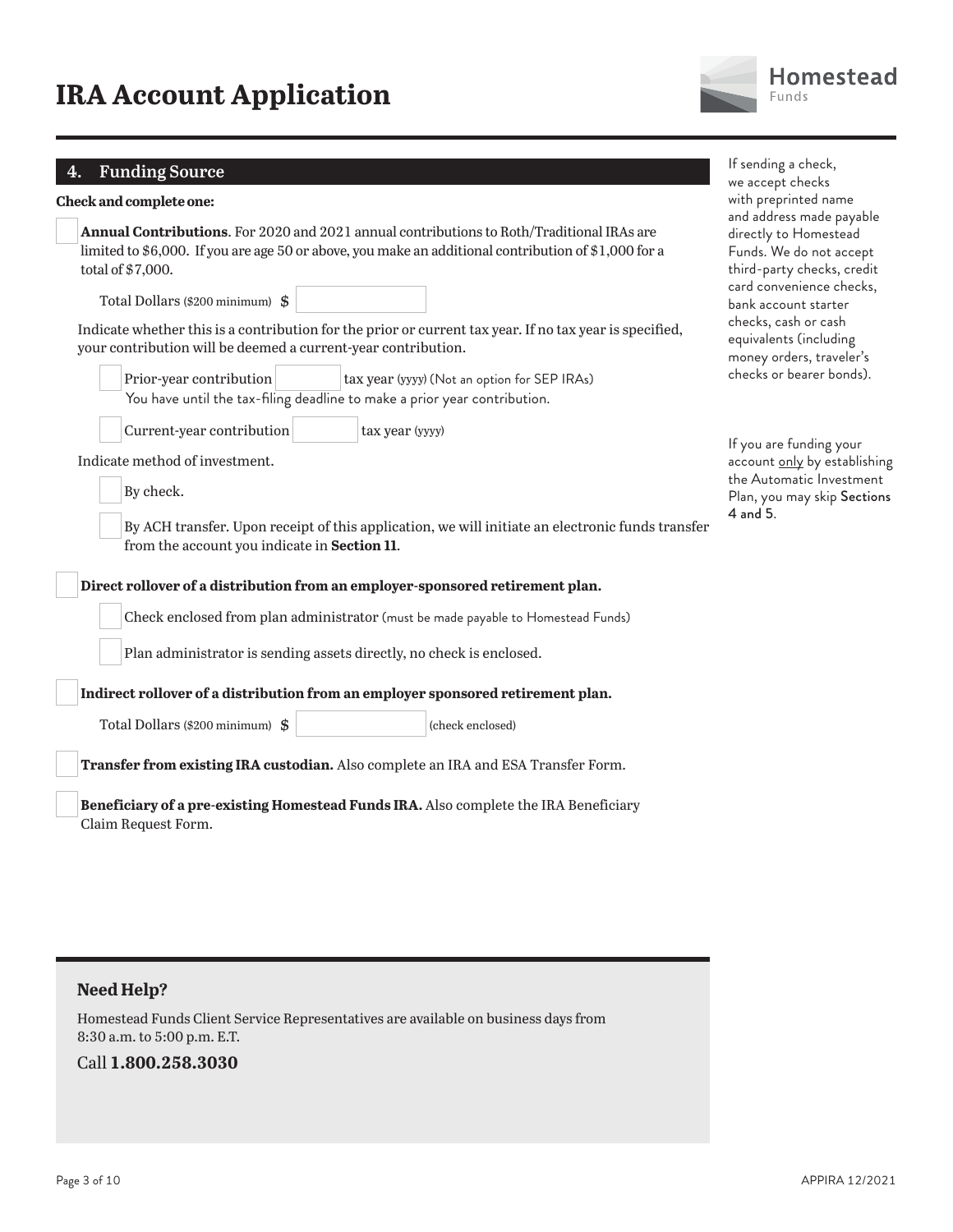# IRA Account Application

## 4. Funding Source

**Check and complete one:**

☐ **Annual Contributions**. For 2020 and 2021 annual contributions to Roth/Traditional IRAs are limited to $6,000. If you are age 50 or above, you make an additional contribution of $1,000 for a total of $7,000.

Total Dollars ($200 minimum) $ ________

Indicate whether this is a contribution for the prior or current tax year. If no tax year is specified, your contribution will be deemed a current-year contribution.

- ☐ Prior-year contribution ________ tax year (yyyy) (Not an option for SEP IRAs)
  You have until the tax-filing deadline to make a prior year contribution.
- ☐ Current-year contribution ________ tax year (yyyy)

Indicate method of investment.

- ☐ By check.
- ☐ By ACH transfer. Upon receipt of this application, we will initiate an electronic funds transfer from the account you indicate in **Section 11**.

☐ **Direct rollover of a distribution from an employer-sponsored retirement plan.**

- ☐ Check enclosed from plan administrator (must be made payable to Homestead Funds)
- ☐ Plan administrator is sending assets directly, no check is enclosed.

☐ **Indirect rollover of a distribution from an employer sponsored retirement plan.**

Total Dollars ($200 minimum) $ ________ (check enclosed)

☐ **Transfer from existing IRA custodian.** Also complete an IRA and ESA Transfer Form.

☐ **Beneficiary of a pre-existing Homestead Funds IRA.** Also complete the IRA Beneficiary Claim Request Form.

If sending a check, we accept checks with preprinted name and address made payable directly to Homestead Funds. We do not accept third-party checks, credit card convenience checks, bank account starter checks, cash or cash equivalents (including money orders, traveler's checks or bearer bonds).

If you are funding your account only by establishing the Automatic Investment Plan, you may skip Sections 4 and 5.

### Need Help?

Homestead Funds Client Service Representatives are available on business days from 8:30 a.m. to 5:00 p.m. E.T.

Call **1.800.258.3030**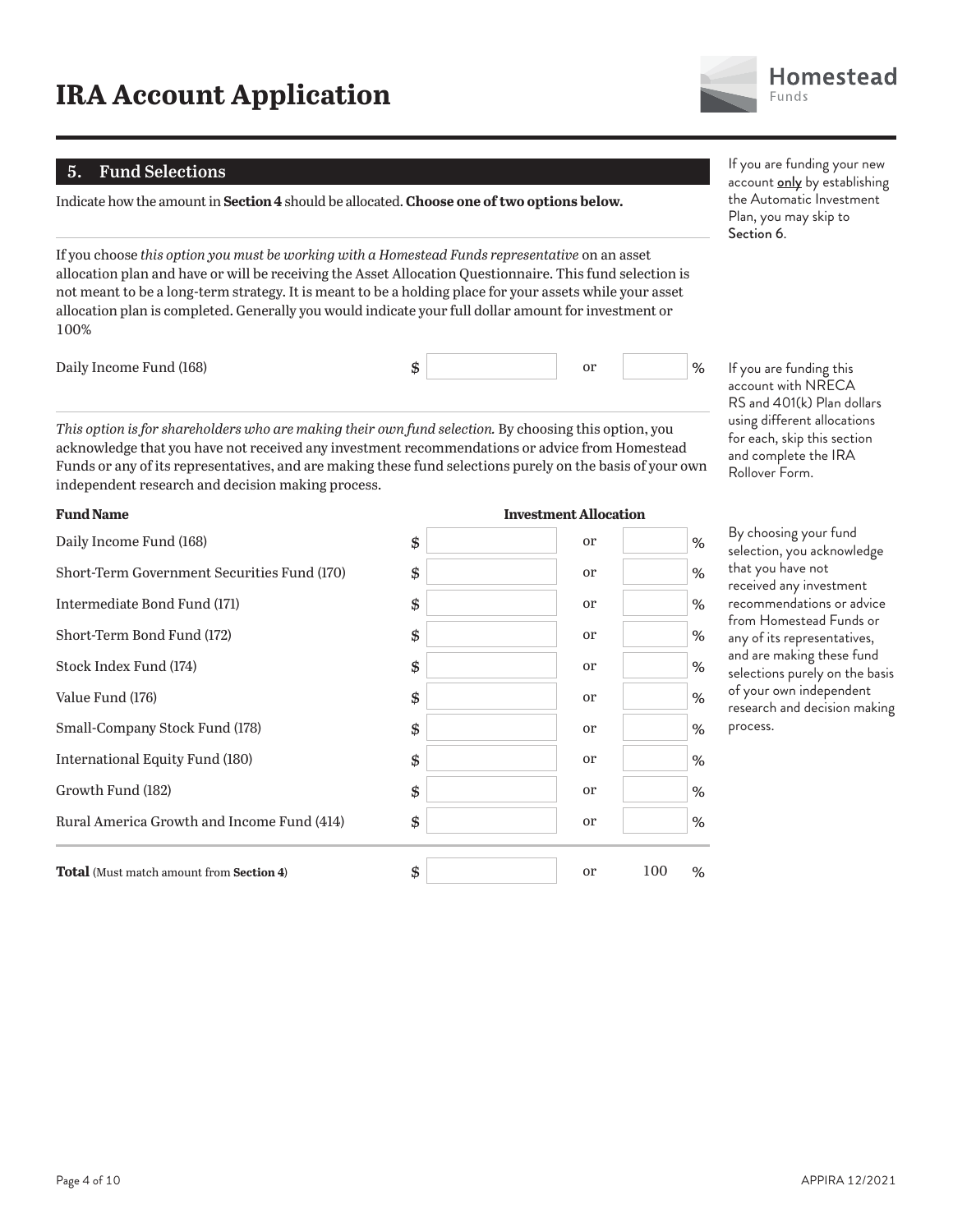// IRA Account Application

## 5. Fund Selections

Indicate how the amount in **Section 4** should be allocated. **Choose one of two options below.**

If you choose *this option you must be working with a Homestead Funds representative* on an asset allocation plan and have or will be receiving the Asset Allocation Questionnaire. This fund selection is not meant to be a long-term strategy. It is meant to be a holding place for your assets while your asset allocation plan is completed. Generally you would indicate your full dollar amount for investment or 100%

| Fund Name | $ | or | % |
|---|---|---|---|
| Daily Income Fund (168) | $ | or | % |

*This option is for shareholders who are making their own fund selection.* By choosing this option, you acknowledge that you have not received any investment recommendations or advice from Homestead Funds or any of its representatives, and are making these fund selections purely on the basis of your own independent research and decision making process.

| Fund Name | Investment Allocation | | |
|---|---|---|---|
| Daily Income Fund (168) | $ | or | % |
| Short-Term Government Securities Fund (170) | $ | or | % |
| Intermediate Bond Fund (171) | $ | or | % |
| Short-Term Bond Fund (172) | $ | or | % |
| Stock Index Fund (174) | $ | or | % |
| Value Fund (176) | $ | or | % |
| Small-Company Stock Fund (178) | $ | or | % |
| International Equity Fund (180) | $ | or | % |
| Growth Fund (182) | $ | or | % |
| Rural America Growth and Income Fund (414) | $ | or | % |
| **Total** (Must match amount from **Section 4**) | $ | or | 100 % |

If you are funding your new account only by establishing the Automatic Investment Plan, you may skip to Section 6.

If you are funding this account with NRECA RS and 401(k) Plan dollars using different allocations for each, skip this section and complete the IRA Rollover Form.

By choosing your fund selection, you acknowledge that you have not received any investment recommendations or advice from Homestead Funds or any of its representatives, and are making these fund selections purely on the basis of your own independent research and decision making process.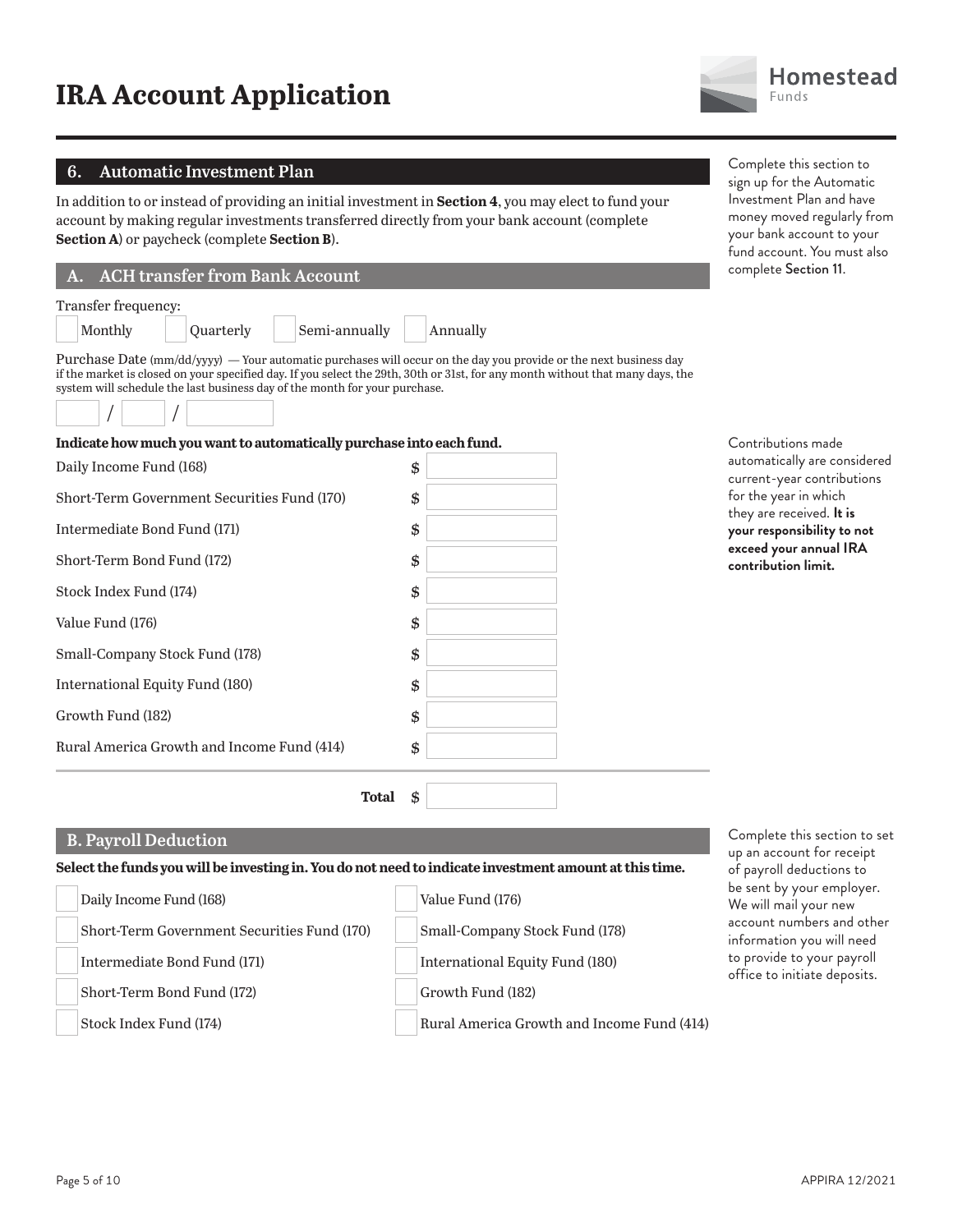# IRA Account Application

## 6. Automatic Investment Plan

In addition to or instead of providing an initial investment in **Section 4**, you may elect to fund your account by making regular investments transferred directly from your bank account (complete **Section A**) or paycheck (complete **Section B**).

Complete this section to sign up for the Automatic Investment Plan and have money moved regularly from your bank account to your fund account. You must also complete Section 11.

### A. ACH transfer from Bank Account

Transfer frequency:

☐ Monthly ☐ Quarterly ☐ Semi-annually ☐ Annually

Purchase Date (mm/dd/yyyy) — Your automatic purchases will occur on the day you provide or the next business day if the market is closed on your specified day. If you select the 29th, 30th or 31st, for any month without that many days, the system will schedule the last business day of the month for your purchase.

____ / ____ / ________

**Indicate how much you want to automatically purchase into each fund.**

| Fund | Amount |
|---|---|
| Daily Income Fund (168) | $ |
| Short-Term Government Securities Fund (170) | $ |
| Intermediate Bond Fund (171) | $ |
| Short-Term Bond Fund (172) | $ |
| Stock Index Fund (174) | $ |
| Value Fund (176) | $ |
| Small-Company Stock Fund (178) | $ |
| International Equity Fund (180) | $ |
| Growth Fund (182) | $ |
| Rural America Growth and Income Fund (414) | $ |
| **Total** | $ |

Contributions made automatically are considered current-year contributions for the year in which they are received. **It is your responsibility to not exceed your annual IRA contribution limit.**

### B. Payroll Deduction

**Select the funds you will be investing in. You do not need to indicate investment amount at this time.**

☐ Daily Income Fund (168)
☐ Short-Term Government Securities Fund (170)
☐ Intermediate Bond Fund (171)
☐ Short-Term Bond Fund (172)
☐ Stock Index Fund (174)
☐ Value Fund (176)
☐ Small-Company Stock Fund (178)
☐ International Equity Fund (180)
☐ Growth Fund (182)
☐ Rural America Growth and Income Fund (414)

Complete this section to set up an account for receipt of payroll deductions to be sent by your employer. We will mail your new account numbers and other information you will need to provide to your payroll office to initiate deposits.

APPIRA 12/2021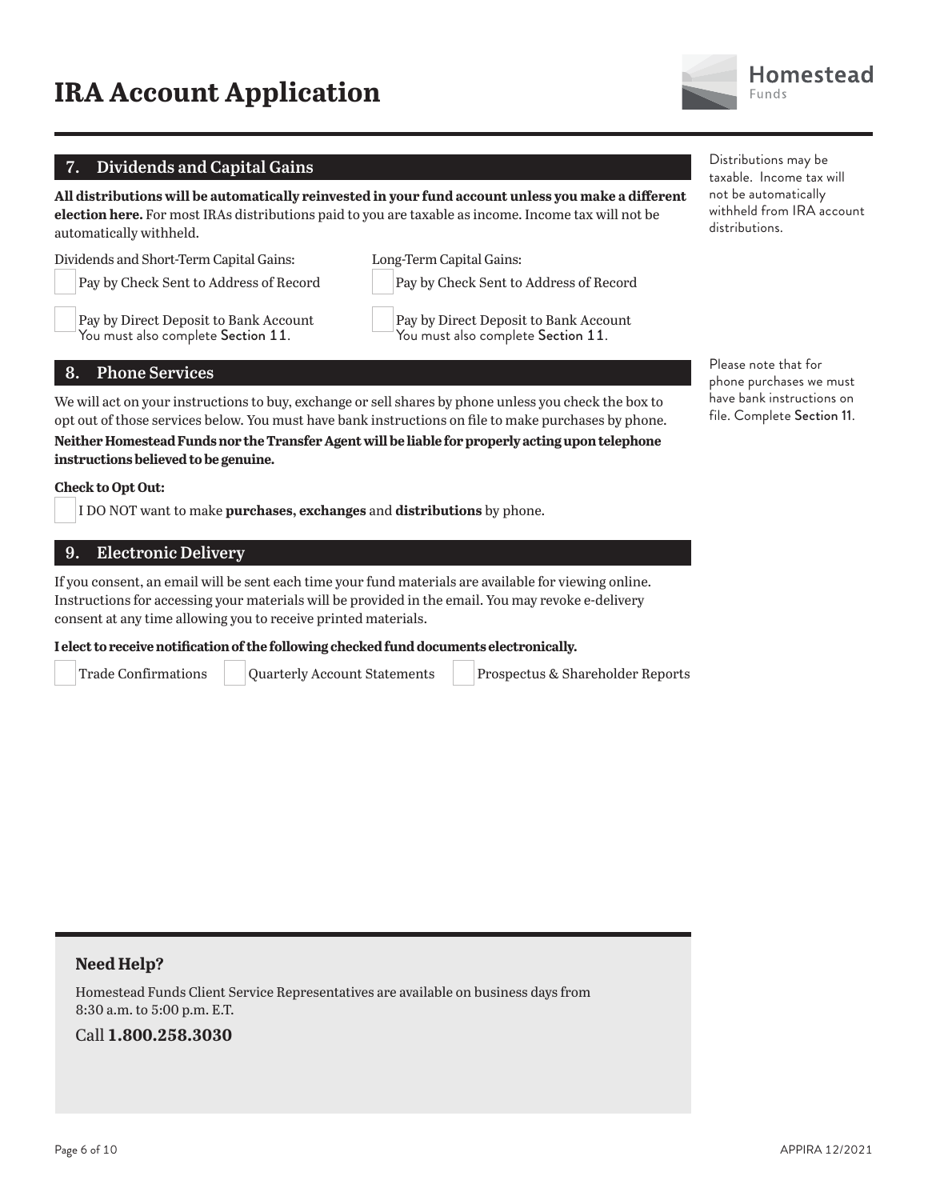# IRA Account Application

## 7. Dividends and Capital Gains

**All distributions will be automatically reinvested in your fund account unless you make a different election here.** For most IRAs distributions paid to you are taxable as income. Income tax will not be automatically withheld.

Distributions may be taxable. Income tax will not be automatically withheld from IRA account distributions.

Dividends and Short-Term Capital Gains:

- ☐ Pay by Check Sent to Address of Record
- ☐ Pay by Direct Deposit to Bank Account
  You must also complete Section 11.

Long-Term Capital Gains:

- ☐ Pay by Check Sent to Address of Record
- ☐ Pay by Direct Deposit to Bank Account
  You must also complete Section 11.

## 8. Phone Services

We will act on your instructions to buy, exchange or sell shares by phone unless you check the box to opt out of those services below. You must have bank instructions on file to make purchases by phone.

**Neither Homestead Funds nor the Transfer Agent will be liable for properly acting upon telephone instructions believed to be genuine.**

Please note that for phone purchases we must have bank instructions on file. Complete Section 11.

**Check to Opt Out:**

- ☐ I DO NOT want to make **purchases, exchanges** and **distributions** by phone.

## 9. Electronic Delivery

If you consent, an email will be sent each time your fund materials are available for viewing online. Instructions for accessing your materials will be provided in the email. You may revoke e-delivery consent at any time allowing you to receive printed materials.

**I elect to receive notification of the following checked fund documents electronically.**

- ☐ Trade Confirmations
- ☐ Quarterly Account Statements
- ☐ Prospectus & Shareholder Reports

### Need Help?

Homestead Funds Client Service Representatives are available on business days from 8:30 a.m. to 5:00 p.m. E.T.

Call **1.800.258.3030**

APPIRA 12/2021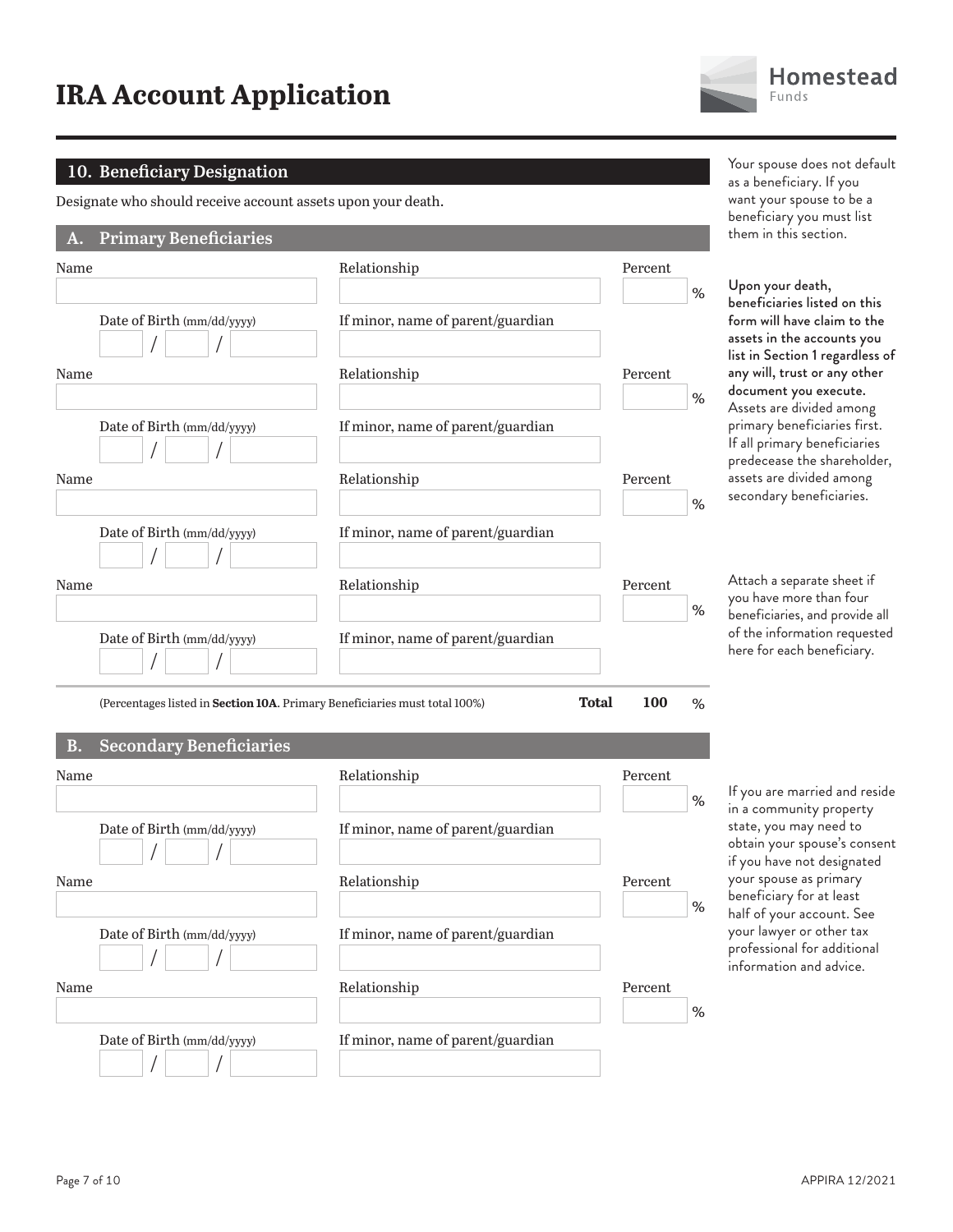# IRA Account Application

## 10. Beneficiary Designation

Designate who should receive account assets upon your death.

Your spouse does not default as a beneficiary. If you want your spouse to be a beneficiary you must list them in this section.

### A. Primary Beneficiaries

**Upon your death, beneficiaries listed on this form will have claim to the assets in the accounts you list in Section 1 regardless of any will, trust or any other document you execute.** Assets are divided among primary beneficiaries first. If all primary beneficiaries predecease the shareholder, assets are divided among secondary beneficiaries.

Name ____________________ Relationship ____________________ Percent ______ %

Date of Birth (mm/dd/yyyy) ____ / ____ / ______ If minor, name of parent/guardian ____________________

Name ____________________ Relationship ____________________ Percent ______ %

Date of Birth (mm/dd/yyyy) ____ / ____ / ______ If minor, name of parent/guardian ____________________

Name ____________________ Relationship ____________________ Percent ______ %

Date of Birth (mm/dd/yyyy) ____ / ____ / ______ If minor, name of parent/guardian ____________________

Name ____________________ Relationship ____________________ Percent ______ %

Date of Birth (mm/dd/yyyy) ____ / ____ / ______ If minor, name of parent/guardian ____________________

Attach a separate sheet if you have more than four beneficiaries, and provide all of the information requested here for each beneficiary.

(Percentages listed in **Section 10A**. Primary Beneficiaries must total 100%) **Total** **100** %

### B. Secondary Beneficiaries

If you are married and reside in a community property state, you may need to obtain your spouse's consent if you have not designated your spouse as primary beneficiary for at least half of your account. See your lawyer or other tax professional for additional information and advice.

Name ____________________ Relationship ____________________ Percent ______ %

Date of Birth (mm/dd/yyyy) ____ / ____ / ______ If minor, name of parent/guardian ____________________

Name ____________________ Relationship ____________________ Percent ______ %

Date of Birth (mm/dd/yyyy) ____ / ____ / ______ If minor, name of parent/guardian ____________________

Name ____________________ Relationship ____________________ Percent ______ %

Date of Birth (mm/dd/yyyy) ____ / ____ / ______ If minor, name of parent/guardian ____________________

APPIRA 12/2021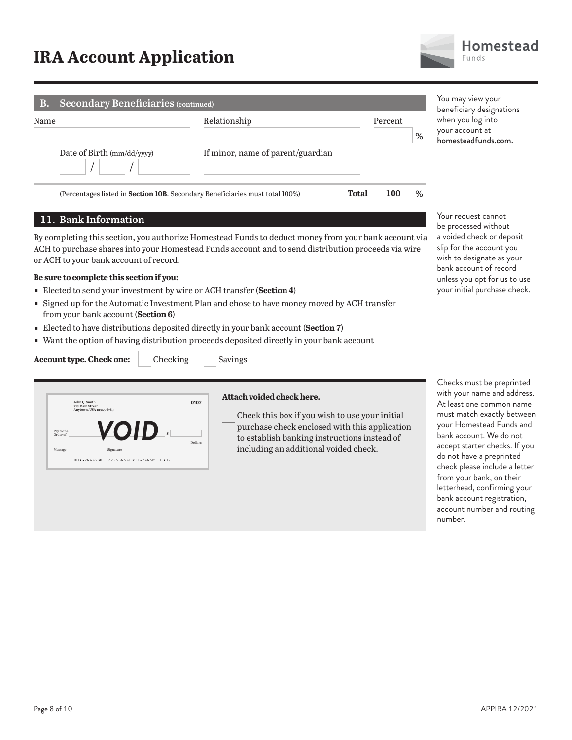# IRA Account Application

## B. Secondary Beneficiaries (continued)

You may view your beneficiary designations when you log into your account at **homesteadfunds.com.**

| Name | Relationship | Percent |
|---|---|---|
| | | % |
| Date of Birth (mm/dd/yyyy) / / | If minor, name of parent/guardian | |

(Percentages listed in **Section 10B**. Secondary Beneficiaries must total 100%) **Total** **100** %

## 11. Bank Information

Your request cannot be processed without a voided check or deposit slip for the account you wish to designate as your bank account of record unless you opt for us to use your initial purchase check.

By completing this section, you authorize Homestead Funds to deduct money from your bank account via ACH to purchase shares into your Homestead Funds account and to send distribution proceeds via wire or ACH to your bank account of record.

**Be sure to complete this section if you:**

- Elected to send your investment by wire or ACH transfer (**Section 4**)
- Signed up for the Automatic Investment Plan and chose to have money moved by ACH transfer from your bank account (**Section 6**)
- Elected to have distributions deposited directly in your bank account (**Section 7**)
- Want the option of having distribution proceeds deposited directly in your bank account

**Account type. Check one:** ☐ Checking ☐ Savings

John Q. Smith
123 Main Street
Anytown, USA 12345-6789 0102

Pay to the Order of **VOID** $ Dollars

Message Signature

⑆011245678⑆ 22253455089012445⑈ 0102

**Attach voided check here.**

☐ Check this box if you wish to use your initial purchase check enclosed with this application to establish banking instructions instead of including an additional voided check.

Checks must be preprinted with your name and address. At least one common name must match exactly between your Homestead Funds and bank account. We do not accept starter checks. If you do not have a preprinted check please include a letter from your bank, on their letterhead, confirming your bank account registration, account number and routing number.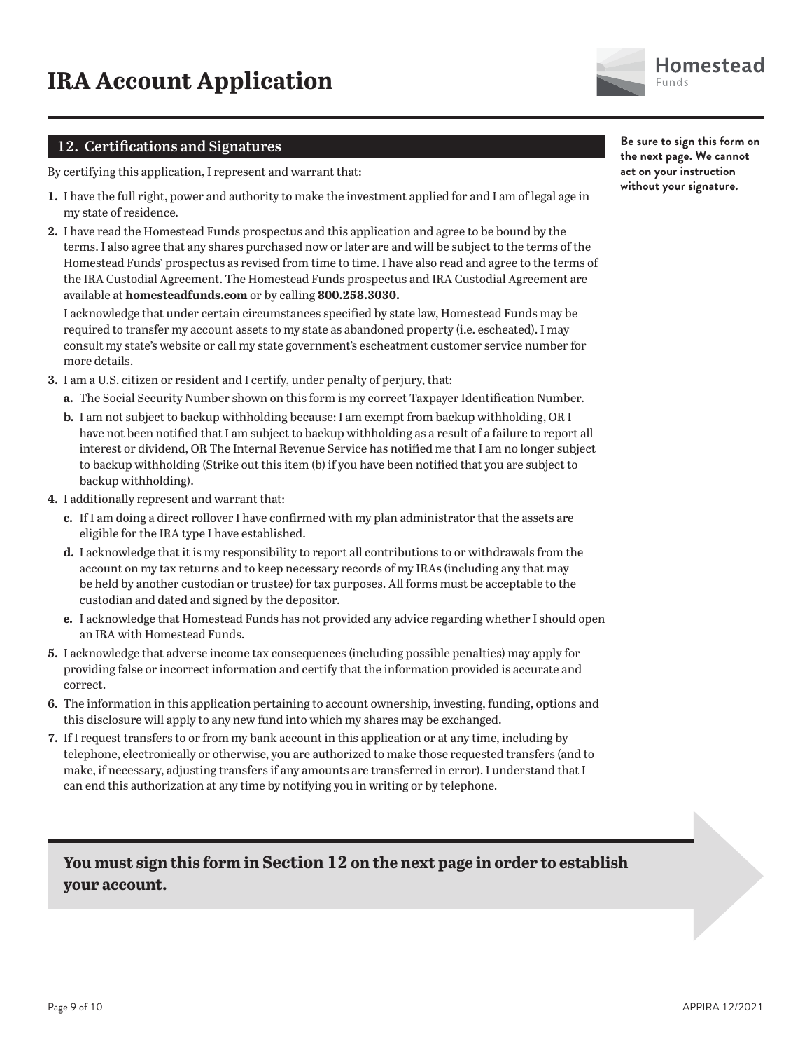# IRA Account Application

## 12. Certifications and Signatures

**Be sure to sign this form on the next page. We cannot act on your instruction without your signature.**

By certifying this application, I represent and warrant that:

1. I have the full right, power and authority to make the investment applied for and I am of legal age in my state of residence.
2. I have read the Homestead Funds prospectus and this application and agree to be bound by the terms. I also agree that any shares purchased now or later are and will be subject to the terms of the Homestead Funds' prospectus as revised from time to time. I have also read and agree to the terms of the IRA Custodial Agreement. The Homestead Funds prospectus and IRA Custodial Agreement are available at **homesteadfunds.com** or by calling **800.258.3030.**

   I acknowledge that under certain circumstances specified by state law, Homestead Funds may be required to transfer my account assets to my state as abandoned property (i.e. escheated). I may consult my state's website or call my state government's escheatment customer service number for more details.
3. I am a U.S. citizen or resident and I certify, under penalty of perjury, that:
   - **a.** The Social Security Number shown on this form is my correct Taxpayer Identification Number.
   - **b.** I am not subject to backup withholding because: I am exempt from backup withholding, OR I have not been notified that I am subject to backup withholding as a result of a failure to report all interest or dividend, OR The Internal Revenue Service has notified me that I am no longer subject to backup withholding (Strike out this item (b) if you have been notified that you are subject to backup withholding).
4. I additionally represent and warrant that:
   - **c.** If I am doing a direct rollover I have confirmed with my plan administrator that the assets are eligible for the IRA type I have established.
   - **d.** I acknowledge that it is my responsibility to report all contributions to or withdrawals from the account on my tax returns and to keep necessary records of my IRAs (including any that may be held by another custodian or trustee) for tax purposes. All forms must be acceptable to the custodian and dated and signed by the depositor.
   - **e.** I acknowledge that Homestead Funds has not provided any advice regarding whether I should open an IRA with Homestead Funds.
5. I acknowledge that adverse income tax consequences (including possible penalties) may apply for providing false or incorrect information and certify that the information provided is accurate and correct.
6. The information in this application pertaining to account ownership, investing, funding, options and this disclosure will apply to any new fund into which my shares may be exchanged.
7. If I request transfers to or from my bank account in this application or at any time, including by telephone, electronically or otherwise, you are authorized to make those requested transfers (and to make, if necessary, adjusting transfers if any amounts are transferred in error). I understand that I can end this authorization at any time by notifying you in writing or by telephone.

**You must sign this form in Section 12 on the next page in order to establish your account.**

APPIRA 12/2021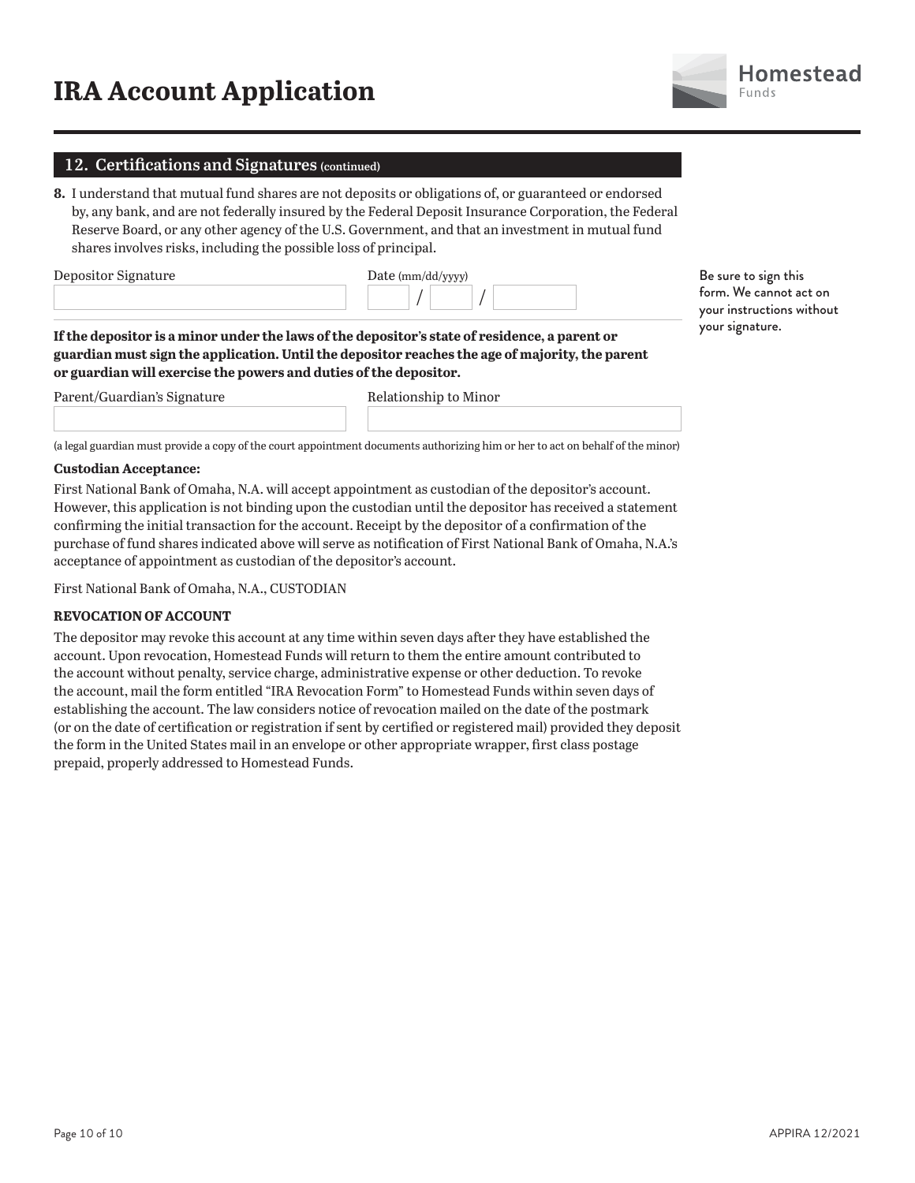# IRA Account Application

## 12. Certifications and Signatures (continued)

**8.** I understand that mutual fund shares are not deposits or obligations of, or guaranteed or endorsed by, any bank, and are not federally insured by the Federal Deposit Insurance Corporation, the Federal Reserve Board, or any other agency of the U.S. Government, and that an investment in mutual fund shares involves risks, including the possible loss of principal.

Depositor Signature ______________________ Date (mm/dd/yyyy) ____ / ____ / ________

Be sure to sign this form. We cannot act on your instructions without your signature.

**If the depositor is a minor under the laws of the depositor's state of residence, a parent or guardian must sign the application. Until the depositor reaches the age of majority, the parent or guardian will exercise the powers and duties of the depositor.**

Parent/Guardian's Signature ______________________ Relationship to Minor ______________________

(a legal guardian must provide a copy of the court appointment documents authorizing him or her to act on behalf of the minor)

**Custodian Acceptance:**

First National Bank of Omaha, N.A. will accept appointment as custodian of the depositor's account. However, this application is not binding upon the custodian until the depositor has received a statement confirming the initial transaction for the account. Receipt by the depositor of a confirmation of the purchase of fund shares indicated above will serve as notification of First National Bank of Omaha, N.A.'s acceptance of appointment as custodian of the depositor's account.

First National Bank of Omaha, N.A., CUSTODIAN

**REVOCATION OF ACCOUNT**

The depositor may revoke this account at any time within seven days after they have established the account. Upon revocation, Homestead Funds will return to them the entire amount contributed to the account without penalty, service charge, administrative expense or other deduction. To revoke the account, mail the form entitled "IRA Revocation Form" to Homestead Funds within seven days of establishing the account. The law considers notice of revocation mailed on the date of the postmark (or on the date of certification or registration if sent by certified or registered mail) provided they deposit the form in the United States mail in an envelope or other appropriate wrapper, first class postage prepaid, properly addressed to Homestead Funds.